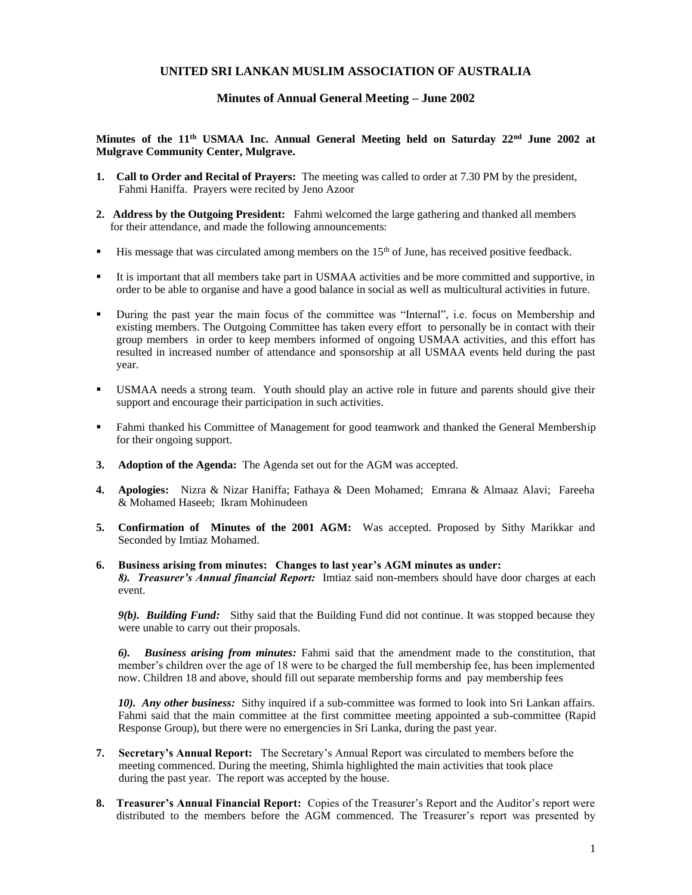# UNITED SRI LANKAN MUSLIM ASSOCIATION OF AUSTRALIA

## Minutes of Annual General Meeting – June 2002

**Minutes of the 11th USMAA Inc. Annual General Meeting held on Saturday 22nd June 2002 at Mulgrave Community Center, Mulgrave.**

1. **Call to Order and Recital of Prayers:** The meeting was called to order at 7.30 PM by the president, Fahmi Haniffa. Prayers were recited by Jeno Azoor

2. **Address by the Outgoing President:** Fahmi welcomed the large gathering and thanked all members for their attendance, and made the following announcements:

- His message that was circulated among members on the 15th of June, has received positive feedback.
- It is important that all members take part in USMAA activities and be more committed and supportive, in order to be able to organise and have a good balance in social as well as multicultural activities in future.
- During the past year the main focus of the committee was "Internal", i.e. focus on Membership and existing members. The Outgoing Committee has taken every effort to personally be in contact with their group members in order to keep members informed of ongoing USMAA activities, and this effort has resulted in increased number of attendance and sponsorship at all USMAA events held during the past year.
- USMAA needs a strong team. Youth should play an active role in future and parents should give their support and encourage their participation in such activities.
- Fahmi thanked his Committee of Management for good teamwork and thanked the General Membership for their ongoing support.

3. **Adoption of the Agenda:** The Agenda set out for the AGM was accepted.

4. **Apologies:** Nizra & Nizar Haniffa; Fathaya & Deen Mohamed; Emrana & Almaaz Alavi; Fareeha & Mohamed Haseeb; Ikram Mohinudeen

5. **Confirmation of Minutes of the 2001 AGM:** Was accepted. Proposed by Sithy Marikkar and Seconded by Imtiaz Mohamed.

6. **Business arising from minutes: Changes to last year's AGM minutes as under:**
   ***8). Treasurer's Annual financial Report:*** Imtiaz said non-members should have door charges at each event.

   ***9(b). Building Fund:*** Sithy said that the Building Fund did not continue. It was stopped because they were unable to carry out their proposals.

   ***6). Business arising from minutes:*** Fahmi said that the amendment made to the constitution, that member's children over the age of 18 were to be charged the full membership fee, has been implemented now. Children 18 and above, should fill out separate membership forms and pay membership fees

   ***10). Any other business:*** Sithy inquired if a sub-committee was formed to look into Sri Lankan affairs. Fahmi said that the main committee at the first committee meeting appointed a sub-committee (Rapid Response Group), but there were no emergencies in Sri Lanka, during the past year.

7. **Secretary's Annual Report:** The Secretary's Annual Report was circulated to members before the meeting commenced. During the meeting, Shimla highlighted the main activities that took place during the past year. The report was accepted by the house.

8. **Treasurer's Annual Financial Report:** Copies of the Treasurer's Report and the Auditor's report were distributed to the members before the AGM commenced. The Treasurer's report was presented by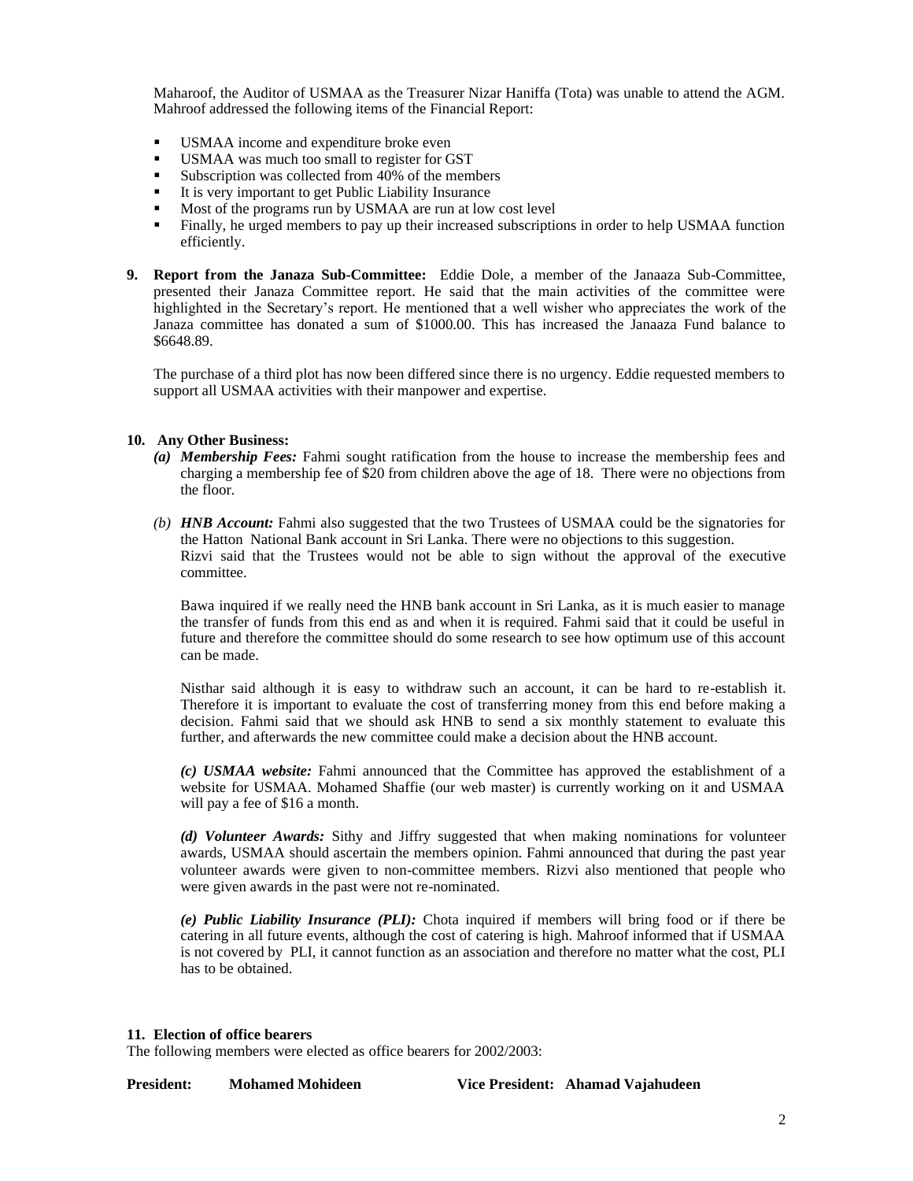Maharoof, the Auditor of USMAA as the Treasurer Nizar Haniffa (Tota) was unable to attend the AGM. Mahroof addressed the following items of the Financial Report:

- USMAA income and expenditure broke even
- USMAA was much too small to register for GST
- Subscription was collected from 40% of the members
- It is very important to get Public Liability Insurance
- Most of the programs run by USMAA are run at low cost level
- Finally, he urged members to pay up their increased subscriptions in order to help USMAA function efficiently.

**9. Report from the Janaza Sub-Committee:** Eddie Dole, a member of the Janaaza Sub-Committee, presented their Janaza Committee report. He said that the main activities of the committee were highlighted in the Secretary's report. He mentioned that a well wisher who appreciates the work of the Janaza committee has donated a sum of $1000.00. This has increased the Janaaza Fund balance to $6648.89.

The purchase of a third plot has now been differed since there is no urgency. Eddie requested members to support all USMAA activities with their manpower and expertise.

**10. Any Other Business:**

***(a) Membership Fees:*** Fahmi sought ratification from the house to increase the membership fees and charging a membership fee of $20 from children above the age of 18. There were no objections from the floor.

***(b) HNB Account:*** Fahmi also suggested that the two Trustees of USMAA could be the signatories for the Hatton National Bank account in Sri Lanka. There were no objections to this suggestion. Rizvi said that the Trustees would not be able to sign without the approval of the executive committee.

Bawa inquired if we really need the HNB bank account in Sri Lanka, as it is much easier to manage the transfer of funds from this end as and when it is required. Fahmi said that it could be useful in future and therefore the committee should do some research to see how optimum use of this account can be made.

Nisthar said although it is easy to withdraw such an account, it can be hard to re-establish it. Therefore it is important to evaluate the cost of transferring money from this end before making a decision. Fahmi said that we should ask HNB to send a six monthly statement to evaluate this further, and afterwards the new committee could make a decision about the HNB account.

***(c) USMAA website:*** Fahmi announced that the Committee has approved the establishment of a website for USMAA. Mohamed Shaffie (our web master) is currently working on it and USMAA will pay a fee of $16 a month.

***(d) Volunteer Awards:*** Sithy and Jiffry suggested that when making nominations for volunteer awards, USMAA should ascertain the members opinion. Fahmi announced that during the past year volunteer awards were given to non-committee members. Rizvi also mentioned that people who were given awards in the past were not re-nominated.

***(e) Public Liability Insurance (PLI):*** Chota inquired if members will bring food or if there be catering in all future events, although the cost of catering is high. Mahroof informed that if USMAA is not covered by PLI, it cannot function as an association and therefore no matter what the cost, PLI has to be obtained.

**11. Election of office bearers**

The following members were elected as office bearers for 2002/2003:

**President:** **Mohamed Mohideen** **Vice President:** **Ahamad Vajahudeen**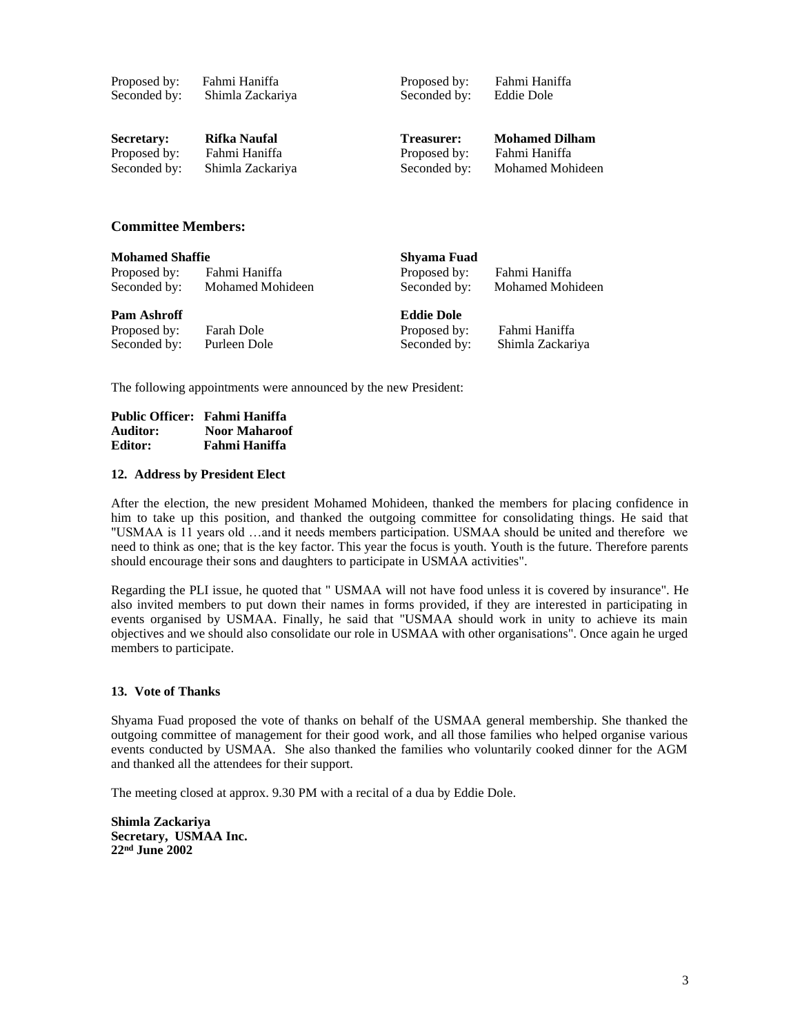Proposed by: Fahmi Haniffa
Seconded by: Shimla Zackariya

Proposed by: Fahmi Haniffa
Seconded by: Eddie Dole

**Secretary: Rifka Naufal**
Proposed by: Fahmi Haniffa
Seconded by: Shimla Zackariya

**Treasurer: Mohamed Dilham**
Proposed by: Fahmi Haniffa
Seconded by: Mohamed Mohideen

### Committee Members:

**Mohamed Shaffie**
Proposed by: Fahmi Haniffa
Seconded by: Mohamed Mohideen

**Shyama Fuad**
Proposed by: Fahmi Haniffa
Seconded by: Mohamed Mohideen

**Pam Ashroff**
Proposed by: Farah Dole
Seconded by: Purleen Dole

**Eddie Dole**
Proposed by: Fahmi Haniffa
Seconded by: Shimla Zackariya

The following appointments were announced by the new President:

**Public Officer: Fahmi Haniffa**
**Auditor: Noor Maharoof**
**Editor: Fahmi Haniffa**

**12. Address by President Elect**

After the election, the new president Mohamed Mohideen, thanked the members for placing confidence in him to take up this position, and thanked the outgoing committee for consolidating things. He said that "USMAA is 11 years old …and it needs members participation. USMAA should be united and therefore we need to think as one; that is the key factor. This year the focus is youth. Youth is the future. Therefore parents should encourage their sons and daughters to participate in USMAA activities".

Regarding the PLI issue, he quoted that " USMAA will not have food unless it is covered by insurance". He also invited members to put down their names in forms provided, if they are interested in participating in events organised by USMAA. Finally, he said that "USMAA should work in unity to achieve its main objectives and we should also consolidate our role in USMAA with other organisations". Once again he urged members to participate.

**13. Vote of Thanks**

Shyama Fuad proposed the vote of thanks on behalf of the USMAA general membership. She thanked the outgoing committee of management for their good work, and all those families who helped organise various events conducted by USMAA. She also thanked the families who voluntarily cooked dinner for the AGM and thanked all the attendees for their support.

The meeting closed at approx. 9.30 PM with a recital of a dua by Eddie Dole.

**Shimla Zackariya**
**Secretary, USMAA Inc.**
**22nd June 2002**